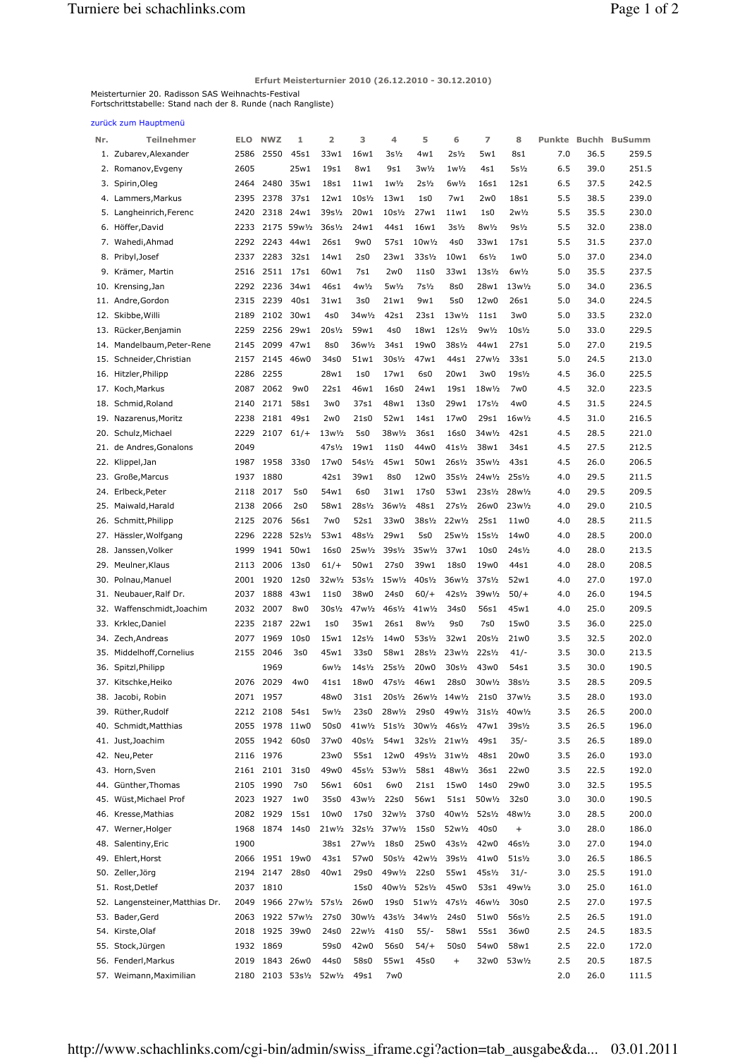**Erfurt Meisterturnier 2010 (26.12.2010 - 30.12.2010)**

Meisterturnier 20. Radisson SAS Weihnachts-Festival
Fortschrittstabelle: Stand nach der 8. Runde (nach Rangliste)

zurück zum Hauptmenü

| Nr. | Teilnehmer | ELO | NWZ | 1 | 2 | 3 | 4 | 5 | 6 | 7 | 8 | Punkte | Buchh | BuSumm |
|---|---|---|---|---|---|---|---|---|---|---|---|---|---|---|
| 1. | Zubarev,Alexander | 2586 | 2550 | 45s1 | 33w1 | 16w1 | 3s½ | 4w1 | 2s½ | 5w1 | 8s1 | 7.0 | 36.5 | 259.5 |
| 2. | Romanov,Evgeny | 2605 | | 25w1 | 19s1 | 8w1 | 9s1 | 3w½ | 1w½ | 4s1 | 5s½ | 6.5 | 39.0 | 251.5 |
| 3. | Spirin,Oleg | 2464 | 2480 | 35w1 | 18s1 | 11w1 | 1w½ | 2s½ | 6w½ | 16s1 | 12s1 | 6.5 | 37.5 | 242.5 |
| 4. | Lammers,Markus | 2395 | 2378 | 37s1 | 12w1 | 10s½ | 13w1 | 1s0 | 7w1 | 2w0 | 18s1 | 5.5 | 38.5 | 239.0 |
| 5. | Langheinrich,Ferenc | 2420 | 2318 | 24w1 | 39s½ | 20w1 | 10s½ | 27w1 | 11w1 | 1s0 | 2w½ | 5.5 | 35.5 | 230.0 |
| 6. | Höffer,David | 2233 | 2175 | 59w½ | 36s½ | 24w1 | 44s1 | 16w1 | 3s½ | 8w½ | 9s½ | 5.5 | 32.0 | 238.0 |
| 7. | Wahedi,Ahmad | 2292 | 2243 | 44w1 | 26s1 | 9w0 | 57s1 | 10w½ | 4s0 | 33w1 | 17s1 | 5.5 | 31.5 | 237.0 |
| 8. | Pribyl,Josef | 2337 | 2283 | 32s1 | 14w1 | 2s0 | 23w1 | 33s½ | 10w1 | 6s½ | 1w0 | 5.0 | 37.0 | 234.0 |
| 9. | Krämer, Martin | 2516 | 2511 | 17s1 | 60w1 | 7s1 | 2w0 | 11s0 | 33w1 | 13s½ | 6w½ | 5.0 | 35.5 | 237.5 |
| 10. | Krensing,Jan | 2292 | 2236 | 34w1 | 46s1 | 4w½ | 5w½ | 7s½ | 8s0 | 28w1 | 13w½ | 5.0 | 34.0 | 236.5 |
| 11. | Andre,Gordon | 2315 | 2239 | 40s1 | 31w1 | 3s0 | 21w1 | 9w1 | 5s0 | 12w0 | 26s1 | 5.0 | 34.0 | 224.5 |
| 12. | Skibbe,Willi | 2189 | 2102 | 30w1 | 4s0 | 34w½ | 42s1 | 23s1 | 13w½ | 11s1 | 3w0 | 5.0 | 33.5 | 232.0 |
| 13. | Rücker,Benjamin | 2259 | 2256 | 29w1 | 20s½ | 59w1 | 4s0 | 18w1 | 12s½ | 9w½ | 10s½ | 5.0 | 33.0 | 229.5 |
| 14. | Mandelbaum,Peter-Rene | 2145 | 2099 | 47w1 | 8s0 | 36w½ | 34s1 | 19w0 | 38s½ | 44w1 | 27s1 | 5.0 | 27.0 | 219.5 |
| 15. | Schneider,Christian | 2157 | 2145 | 46w0 | 34s0 | 51w1 | 30s½ | 47w1 | 44s1 | 27w½ | 33s1 | 5.0 | 24.5 | 213.0 |
| 16. | Hitzler,Philipp | 2286 | 2255 | | 28w1 | 1s0 | 17w1 | 6s0 | 20w1 | 3w0 | 19s½ | 4.5 | 36.0 | 225.5 |
| 17. | Koch,Markus | 2087 | 2062 | 9w0 | 22s1 | 46w1 | 16s0 | 24w1 | 19s1 | 18w½ | 7w0 | 4.5 | 32.0 | 223.5 |
| 18. | Schmid,Roland | 2140 | 2171 | 58s1 | 3w0 | 37s1 | 48w1 | 13s0 | 29w1 | 17s½ | 4w0 | 4.5 | 31.5 | 224.5 |
| 19. | Nazarenus,Moritz | 2238 | 2181 | 49s1 | 2w0 | 21s0 | 52w1 | 14s1 | 17w0 | 29s1 | 16w½ | 4.5 | 31.0 | 216.5 |
| 20. | Schulz,Michael | 2229 | 2107 | 61/+ | 13w½ | 5s0 | 38w½ | 36s1 | 16s0 | 34w½ | 42s1 | 4.5 | 28.5 | 221.0 |
| 21. | de Andres,Gonalons | 2049 | | | 47s½ | 19w1 | 11s0 | 44w0 | 41s½ | 38w1 | 34s1 | 4.5 | 27.5 | 212.5 |
| 22. | Klippel,Jan | 1987 | 1958 | 33s0 | 17w0 | 54s½ | 45w1 | 50w1 | 26s½ | 35w½ | 43s1 | 4.5 | 26.0 | 206.5 |
| 23. | Große,Marcus | 1937 | 1880 | | 42s1 | 39w1 | 8s0 | 12w0 | 35s½ | 24w½ | 25s½ | 4.0 | 29.5 | 211.5 |
| 24. | Erlbeck,Peter | 2118 | 2017 | 5s0 | 54w1 | 6s0 | 31w1 | 17s0 | 53w1 | 23s½ | 28w½ | 4.0 | 29.5 | 209.5 |
| 25. | Maiwald,Harald | 2138 | 2066 | 2s0 | 58w1 | 28s½ | 36w½ | 48s1 | 27s½ | 26w0 | 23w½ | 4.0 | 29.0 | 210.5 |
| 26. | Schmitt,Philipp | 2125 | 2076 | 56s1 | 7w0 | 52s1 | 33w0 | 38s½ | 22w½ | 25s1 | 11w0 | 4.0 | 28.5 | 211.5 |
| 27. | Hässler,Wolfgang | 2296 | 2228 | 52s½ | 53w1 | 48s½ | 29w1 | 5s0 | 25w½ | 15s½ | 14w0 | 4.0 | 28.5 | 200.0 |
| 28. | Janssen,Volker | 1999 | 1941 | 50w1 | 16s0 | 25w½ | 39s½ | 35w½ | 37w1 | 10s0 | 24s½ | 4.0 | 28.0 | 213.5 |
| 29. | Meulner,Klaus | 2113 | 2006 | 13s0 | 61/+ | 50w1 | 27s0 | 39w1 | 18s0 | 19w0 | 44s1 | 4.0 | 28.0 | 208.5 |
| 30. | Polnau,Manuel | 2001 | 1920 | 12s0 | 32w½ | 53s½ | 15w½ | 40s½ | 36w½ | 37s½ | 52w1 | 4.0 | 27.0 | 197.0 |
| 31. | Neubauer,Ralf Dr. | 2037 | 1888 | 43w1 | 11s0 | 38w0 | 24s0 | 60/+ | 42s½ | 39w½ | 50/+ | 4.0 | 26.0 | 194.5 |
| 32. | Waffenschmidt,Joachim | 2032 | 2007 | 8w0 | 30s½ | 47w½ | 46s½ | 41w½ | 34s0 | 56s1 | 45w1 | 4.0 | 25.0 | 209.5 |
| 33. | Krklec,Daniel | 2235 | 2187 | 22w1 | 1s0 | 35w1 | 26s1 | 8w½ | 9s0 | 7s0 | 15w0 | 3.5 | 36.0 | 225.0 |
| 34. | Zech,Andreas | 2077 | 1969 | 10s0 | 15w1 | 12s½ | 14w0 | 53s½ | 32w1 | 20s½ | 21w0 | 3.5 | 32.5 | 202.0 |
| 35. | Middelhoff,Cornelius | 2155 | 2046 | 3s0 | 45w1 | 33s0 | 58w1 | 28s½ | 23w½ | 22s½ | 41/- | 3.5 | 30.0 | 213.5 |
| 36. | Spitzl,Philipp | | 1969 | | 6w½ | 14s½ | 25s½ | 20w0 | 30s½ | 43w0 | 54s1 | 3.5 | 30.0 | 190.5 |
| 37. | Kitschke,Heiko | 2076 | 2029 | 4w0 | 41s1 | 18w0 | 47s½ | 46w1 | 28s0 | 30w½ | 38s½ | 3.5 | 28.5 | 209.5 |
| 38. | Jacobi, Robin | 2071 | 1957 | | 48w0 | 31s1 | 20s½ | 26w½ | 14w½ | 21s0 | 37w½ | 3.5 | 28.0 | 193.0 |
| 39. | Rüther,Rudolf | 2212 | 2108 | 54s1 | 5w½ | 23s0 | 28w½ | 29s0 | 49w½ | 31s½ | 40w½ | 3.5 | 26.5 | 200.0 |
| 40. | Schmidt,Matthias | 2055 | 1978 | 11w0 | 50s0 | 41w½ | 51s½ | 30w½ | 46s½ | 47w1 | 39s½ | 3.5 | 26.5 | 196.0 |
| 41. | Just,Joachim | 2055 | 1942 | 60s0 | 37w0 | 40s½ | 54w1 | 32s½ | 21w½ | 49s1 | 35/- | 3.5 | 26.5 | 189.0 |
| 42. | Neu,Peter | 2116 | 1976 | | 23w0 | 55s1 | 12w0 | 49s½ | 31w½ | 48s1 | 20w0 | 3.5 | 26.0 | 193.0 |
| 43. | Horn,Sven | 2161 | 2101 | 31s0 | 49w0 | 45s½ | 53w½ | 58s1 | 48w½ | 36s1 | 22w0 | 3.5 | 22.5 | 192.0 |
| 44. | Günther,Thomas | 2105 | 1990 | 7s0 | 56w1 | 60s1 | 6w0 | 21s1 | 15w0 | 14s0 | 29w0 | 3.0 | 32.5 | 195.5 |
| 45. | Wüst,Michael Prof | 2023 | 1927 | 1w0 | 35s0 | 43w½ | 22s0 | 56w1 | 51s1 | 50w½ | 32s0 | 3.0 | 30.0 | 190.5 |
| 46. | Kresse,Mathias | 2082 | 1929 | 15s1 | 10w0 | 17s0 | 32w½ | 37s0 | 40w½ | 52s½ | 48w½ | 3.0 | 28.5 | 200.0 |
| 47. | Werner,Holger | 1968 | 1874 | 14s0 | 21w½ | 32s½ | 37w½ | 15s0 | 52w½ | 40s0 | + | 3.0 | 28.0 | 186.0 |
| 48. | Salentiny,Eric | 1900 | | | 38s1 | 27w½ | 18s0 | 25w0 | 43s½ | 42w0 | 46s½ | 3.0 | 27.0 | 194.0 |
| 49. | Ehlert,Horst | 2066 | 1951 | 19w0 | 43s1 | 57w0 | 50s½ | 42w½ | 39s½ | 41w0 | 51s½ | 3.0 | 26.5 | 186.5 |
| 50. | Zeller,Jörg | 2194 | 2147 | 28s0 | 40w1 | 29s0 | 49w½ | 22s0 | 55w1 | 45s½ | 31/- | 3.0 | 25.5 | 191.0 |
| 51. | Rost,Detlef | 2037 | 1810 | | | 15s0 | 40w½ | 52s½ | 45w0 | 53s1 | 49w½ | 3.0 | 25.0 | 161.0 |
| 52. | Langensteiner,Matthias Dr. | 2049 | 1966 | 27w½ | 57s½ | 26w0 | 19s0 | 51w½ | 47s½ | 46w½ | 30s0 | 2.5 | 27.0 | 197.5 |
| 53. | Bader,Gerd | 2063 | 1922 | 57w½ | 27s0 | 30w½ | 43s½ | 34w½ | 24s0 | 51w0 | 56s½ | 2.5 | 26.5 | 191.0 |
| 54. | Kirste,Olaf | 2018 | 1925 | 39w0 | 24s0 | 22w½ | 41s0 | 55/- | 58w1 | 55s1 | 36w0 | 2.5 | 24.5 | 183.5 |
| 55. | Stock,Jürgen | 1932 | 1869 | | 59s0 | 42w0 | 56s0 | 54/+ | 50s0 | 54w0 | 58w1 | 2.5 | 22.0 | 172.0 |
| 56. | Fenderl,Markus | 2019 | 1843 | 26w0 | 44s0 | 58s0 | 55w1 | 45s0 | + | 32w0 | 53w½ | 2.5 | 20.5 | 187.5 |
| 57. | Weimann,Maximilian | 2180 | 2103 | 53s½ | 52w½ | 49s1 | 7w0 | | | | | 2.0 | 26.0 | 111.5 |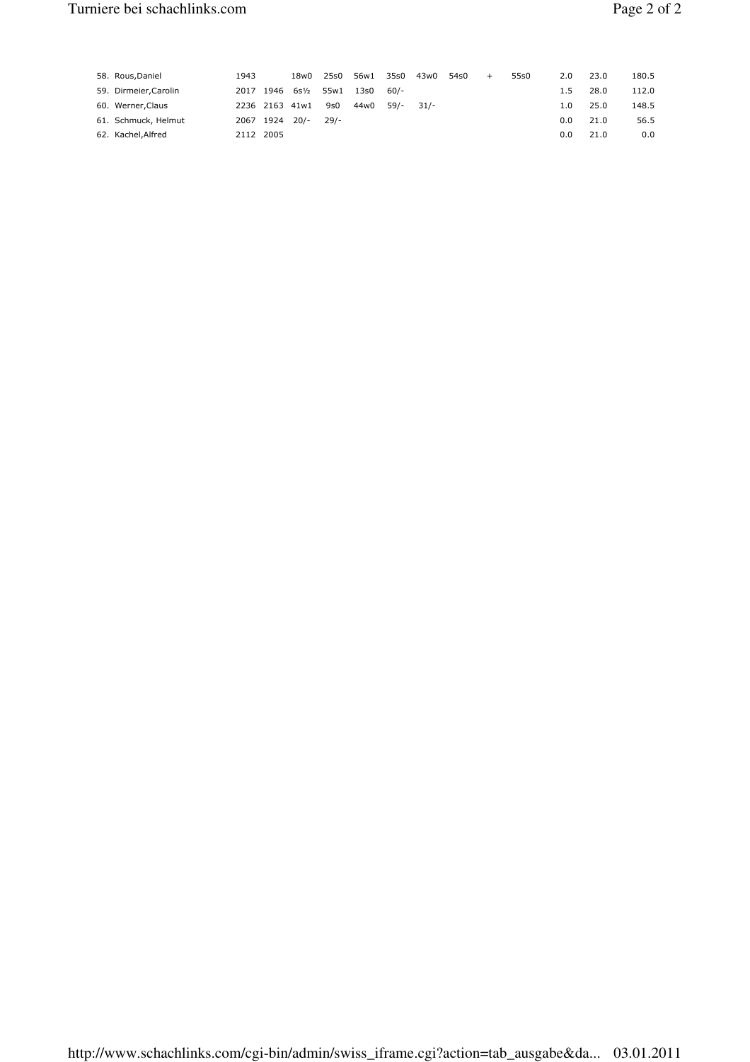| | | | | | | | | | | | | | | | |
|---|---|---|---|---|---|---|---|---|---|---|---|---|---|---|---|
| 58. | Rous,Daniel | 1943 | | 18w0 | 25s0 | 56w1 | 35s0 | 43w0 | 54s0 | + | 55s0 | 2.0 | 23.0 | 180.5 |
| 59. | Dirmeier,Carolin | 2017 | 1946 | 6s½ | 55w1 | 13s0 | 60/- | | | | | 1.5 | 28.0 | 112.0 |
| 60. | Werner,Claus | 2236 | 2163 | 41w1 | 9s0 | 44w0 | 59/- | 31/- | | | | 1.0 | 25.0 | 148.5 |
| 61. | Schmuck, Helmut | 2067 | 1924 | 20/- | 29/- | | | | | | | 0.0 | 21.0 | 56.5 |
| 62. | Kachel,Alfred | 2112 | 2005 | | | | | | | | | 0.0 | 21.0 | 0.0 |